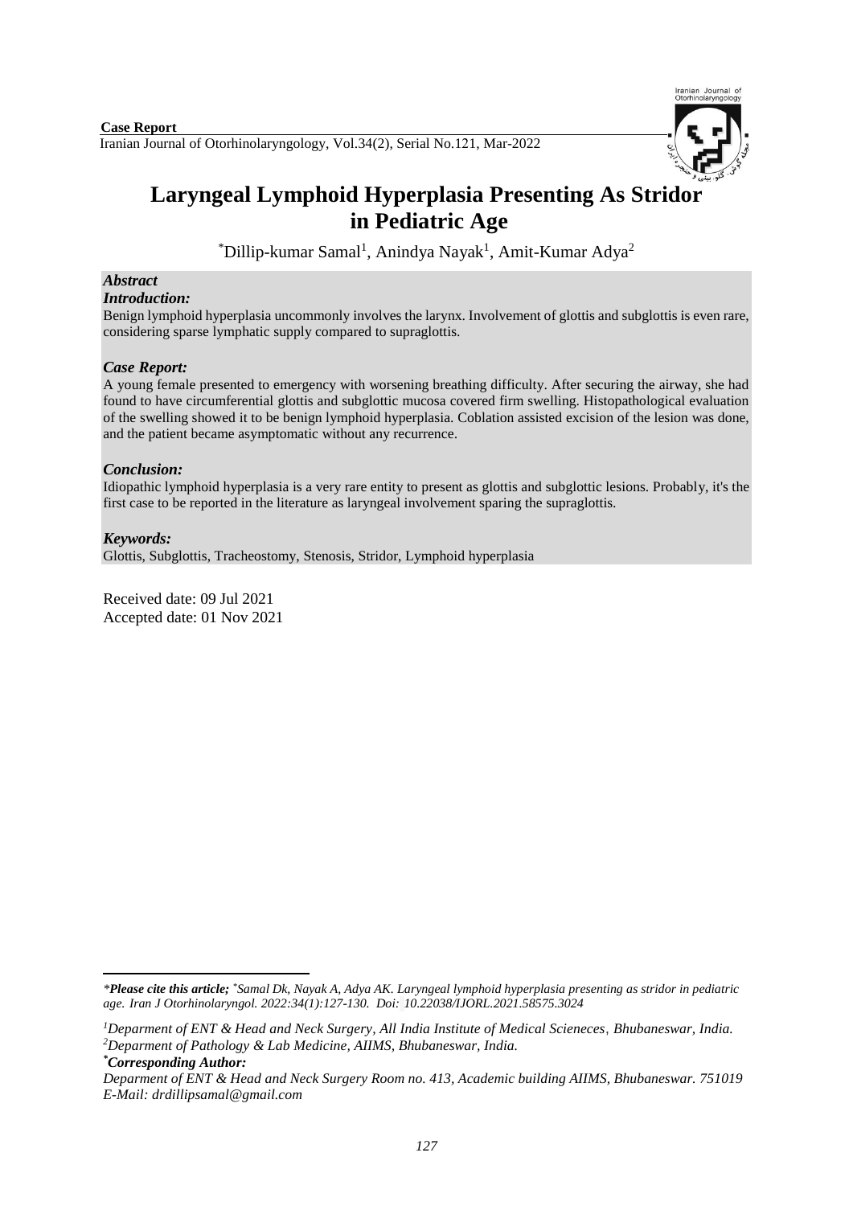**Case Report**

Iranian Journal of Otorhinolaryngology, Vol.34(2), Serial No.121, Mar-2022

# Laryngeal Lymphoid Hyperplasia Presenting As Stridor in Pediatric Age

*Dillip-kumar Samal[1], Anindya Nayak[1], Amit-Kumar Adya[2]

## *Abstract*

### *Introduction:*

Benign lymphoid hyperplasia uncommonly involves the larynx. Involvement of glottis and subglottis is even rare, considering sparse lymphatic supply compared to supraglottis.

### *Case Report:*

A young female presented to emergency with worsening breathing difficulty. After securing the airway, she had found to have circumferential glottis and subglottic mucosa covered firm swelling. Histopathological evaluation of the swelling showed it to be benign lymphoid hyperplasia. Coblation assisted excision of the lesion was done, and the patient became asymptomatic without any recurrence.

### *Conclusion:*

Idiopathic lymphoid hyperplasia is a very rare entity to present as glottis and subglottic lesions. Probably, it's the first case to be reported in the literature as laryngeal involvement sparing the supraglottis.

### *Keywords:*

Glottis, Subglottis, Tracheostomy, Stenosis, Stridor, Lymphoid hyperplasia

Received date: 09 Jul 2021
Accepted date: 01 Nov 2021

---

**Please cite this article;* *Samal Dk, Nayak A, Adya AK. Laryngeal lymphoid hyperplasia presenting as stridor in pediatric age. Iran J Otorhinolaryngol. 2022:34(1):127-130. Doi: 10.22038/IJORL.2021.58575.3024*

*[1]Deparment of ENT & Head and Neck Surgery, All India Institute of Medical Scieneces, Bhubaneswar, India.*
*[2]Deparment of Pathology & Lab Medicine, AIIMS, Bhubaneswar, India.*

****Corresponding Author:***

*Deparment of ENT & Head and Neck Surgery Room no. 413, Academic building AIIMS, Bhubaneswar. 751019*
*E-Mail: drdillipsamal@gmail.com*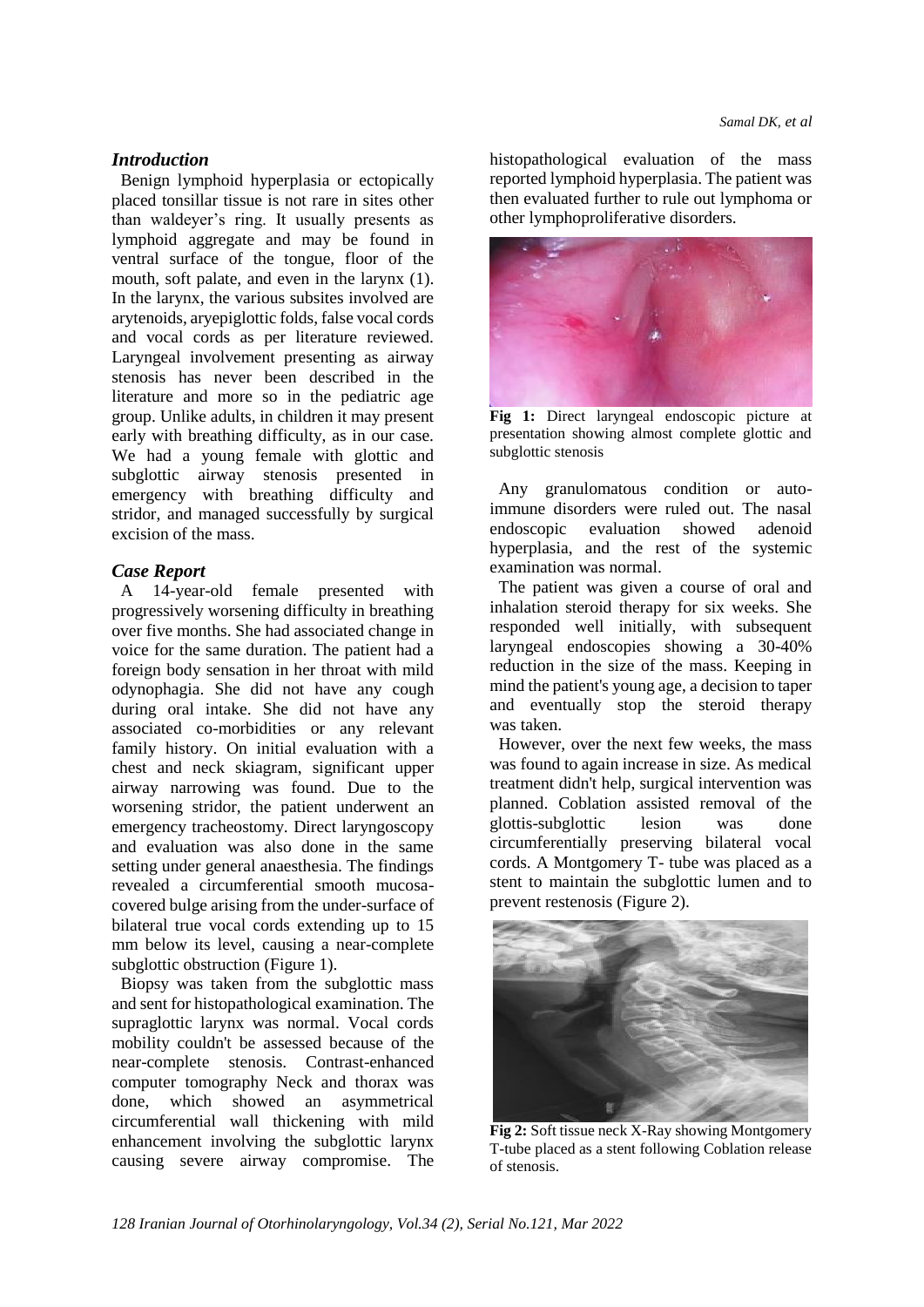## *Introduction*

Benign lymphoid hyperplasia or ectopically placed tonsillar tissue is not rare in sites other than waldeyer's ring. It usually presents as lymphoid aggregate and may be found in ventral surface of the tongue, floor of the mouth, soft palate, and even in the larynx (1). In the larynx, the various subsites involved are arytenoids, aryepiglottic folds, false vocal cords and vocal cords as per literature reviewed. Laryngeal involvement presenting as airway stenosis has never been described in the literature and more so in the pediatric age group. Unlike adults, in children it may present early with breathing difficulty, as in our case. We had a young female with glottic and subglottic airway stenosis presented in emergency with breathing difficulty and stridor, and managed successfully by surgical excision of the mass.

## *Case Report*

A 14-year-old female presented with progressively worsening difficulty in breathing over five months. She had associated change in voice for the same duration. The patient had a foreign body sensation in her throat with mild odynophagia. She did not have any cough during oral intake. She did not have any associated co-morbidities or any relevant family history. On initial evaluation with a chest and neck skiagram, significant upper airway narrowing was found. Due to the worsening stridor, the patient underwent an emergency tracheostomy. Direct laryngoscopy and evaluation was also done in the same setting under general anaesthesia. The findings revealed a circumferential smooth mucosa-covered bulge arising from the under-surface of bilateral true vocal cords extending up to 15 mm below its level, causing a near-complete subglottic obstruction (Figure 1).

Biopsy was taken from the subglottic mass and sent for histopathological examination. The supraglottic larynx was normal. Vocal cords mobility couldn't be assessed because of the near-complete stenosis. Contrast-enhanced computer tomography Neck and thorax was done, which showed an asymmetrical circumferential wall thickening with mild enhancement involving the subglottic larynx causing severe airway compromise. The histopathological evaluation of the mass reported lymphoid hyperplasia. The patient was then evaluated further to rule out lymphoma or other lymphoproliferative disorders.

**Fig 1:** Direct laryngeal endoscopic picture at presentation showing almost complete glottic and subglottic stenosis

Any granulomatous condition or auto-immune disorders were ruled out. The nasal endoscopic evaluation showed adenoid hyperplasia, and the rest of the systemic examination was normal.

The patient was given a course of oral and inhalation steroid therapy for six weeks. She responded well initially, with subsequent laryngeal endoscopies showing a 30-40% reduction in the size of the mass. Keeping in mind the patient's young age, a decision to taper and eventually stop the steroid therapy was taken.

However, over the next few weeks, the mass was found to again increase in size. As medical treatment didn't help, surgical intervention was planned. Coblation assisted removal of the glottis-subglottic lesion was done circumferentially preserving bilateral vocal cords. A Montgomery T- tube was placed as a stent to maintain the subglottic lumen and to prevent restenosis (Figure 2).

**Fig 2:** Soft tissue neck X-Ray showing Montgomery T-tube placed as a stent following Coblation release of stenosis.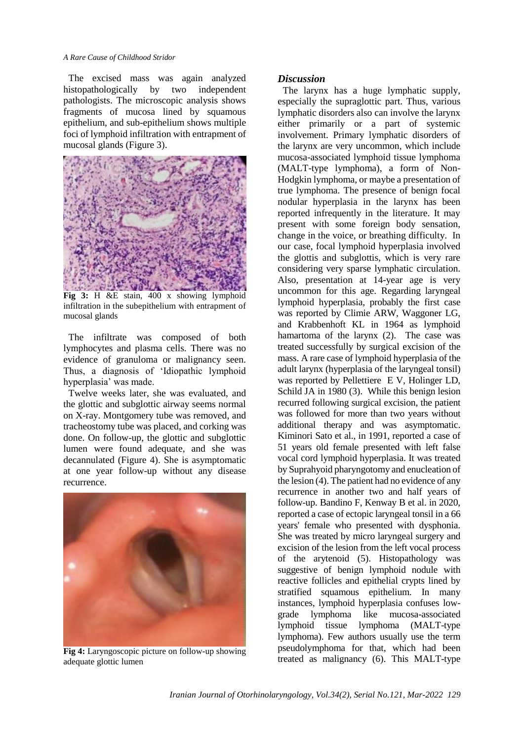The excised mass was again analyzed histopathologically by two independent pathologists. The microscopic analysis shows fragments of mucosa lined by squamous epithelium, and sub-epithelium shows multiple foci of lymphoid infiltration with entrapment of mucosal glands (Figure 3).

**Fig 3:** H &E stain, 400 x showing lymphoid infiltration in the subepithelium with entrapment of mucosal glands

The infiltrate was composed of both lymphocytes and plasma cells. There was no evidence of granuloma or malignancy seen. Thus, a diagnosis of 'Idiopathic lymphoid hyperplasia' was made.

Twelve weeks later, she was evaluated, and the glottic and subglottic airway seems normal on X-ray. Montgomery tube was removed, and tracheostomy tube was placed, and corking was done. On follow-up, the glottic and subglottic lumen were found adequate, and she was decannulated (Figure 4). She is asymptomatic at one year follow-up without any disease recurrence.

**Fig 4:** Laryngoscopic picture on follow-up showing adequate glottic lumen

## *Discussion*

The larynx has a huge lymphatic supply, especially the supraglottic part. Thus, various lymphatic disorders also can involve the larynx either primarily or a part of systemic involvement. Primary lymphatic disorders of the larynx are very uncommon, which include mucosa-associated lymphoid tissue lymphoma (MALT-type lymphoma), a form of Non-Hodgkin lymphoma, or maybe a presentation of true lymphoma. The presence of benign focal nodular hyperplasia in the larynx has been reported infrequently in the literature. It may present with some foreign body sensation, change in the voice, or breathing difficulty. In our case, focal lymphoid hyperplasia involved the glottis and subglottis, which is very rare considering very sparse lymphatic circulation. Also, presentation at 14-year age is very uncommon for this age. Regarding laryngeal lymphoid hyperplasia, probably the first case was reported by Climie ARW, Waggoner LG, and Krabbenhoft KL in 1964 as lymphoid hamartoma of the larynx (2). The case was treated successfully by surgical excision of the mass. A rare case of lymphoid hyperplasia of the adult larynx (hyperplasia of the laryngeal tonsil) was reported by Pellettiere E V, Holinger LD, Schild JA in 1980 (3). While this benign lesion recurred following surgical excision, the patient was followed for more than two years without additional therapy and was asymptomatic. Kiminori Sato et al., in 1991, reported a case of 51 years old female presented with left false vocal cord lymphoid hyperplasia. It was treated by Suprahyoid pharyngotomy and enucleation of the lesion (4). The patient had no evidence of any recurrence in another two and half years of follow-up. Bandino F, Kenway B et al. in 2020, reported a case of ectopic laryngeal tonsil in a 66 years' female who presented with dysphonia. She was treated by micro laryngeal surgery and excision of the lesion from the left vocal process of the arytenoid (5). Histopathology was suggestive of benign lymphoid nodule with reactive follicles and epithelial crypts lined by stratified squamous epithelium. In many instances, lymphoid hyperplasia confuses low-grade lymphoma like mucosa-associated lymphoid tissue lymphoma (MALT-type lymphoma). Few authors usually use the term pseudolymphoma for that, which had been treated as malignancy (6). This MALT-type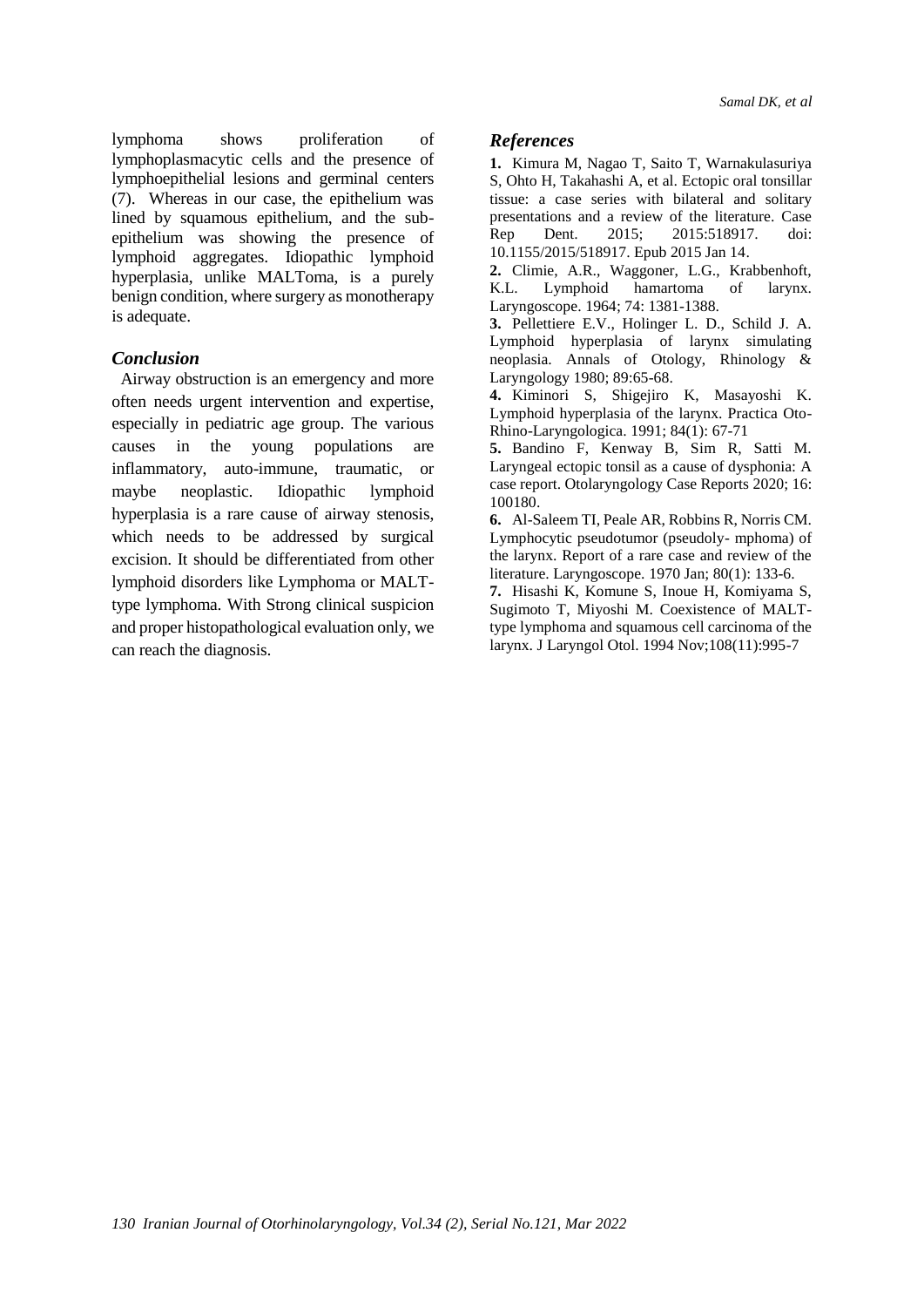lymphoma shows proliferation of lymphoplasmacytic cells and the presence of lymphoepithelial lesions and germinal centers (7). Whereas in our case, the epithelium was lined by squamous epithelium, and the sub-epithelium was showing the presence of lymphoid aggregates. Idiopathic lymphoid hyperplasia, unlike MALToma, is a purely benign condition, where surgery as monotherapy is adequate.

### *Conclusion*

Airway obstruction is an emergency and more often needs urgent intervention and expertise, especially in pediatric age group. The various causes in the young populations are inflammatory, auto-immune, traumatic, or maybe neoplastic. Idiopathic lymphoid hyperplasia is a rare cause of airway stenosis, which needs to be addressed by surgical excision. It should be differentiated from other lymphoid disorders like Lymphoma or MALT-type lymphoma. With Strong clinical suspicion and proper histopathological evaluation only, we can reach the diagnosis.

### *References*

**1.** Kimura M, Nagao T, Saito T, Warnakulasuriya S, Ohto H, Takahashi A, et al. Ectopic oral tonsillar tissue: a case series with bilateral and solitary presentations and a review of the literature. Case Rep Dent. 2015; 2015:518917. doi: 10.1155/2015/518917. Epub 2015 Jan 14.

**2.** Climie, A.R., Waggoner, L.G., Krabbenhoft, K.L. Lymphoid hamartoma of larynx. Laryngoscope. 1964; 74: 1381-1388.

**3.** Pellettiere E.V., Holinger L. D., Schild J. A. Lymphoid hyperplasia of larynx simulating neoplasia. Annals of Otology, Rhinology & Laryngology 1980; 89:65-68.

**4.** Kiminori S, Shigejiro K, Masayoshi K. Lymphoid hyperplasia of the larynx. Practica Oto-Rhino-Laryngologica. 1991; 84(1): 67-71

**5.** Bandino F, Kenway B, Sim R, Satti M. Laryngeal ectopic tonsil as a cause of dysphonia: A case report. Otolaryngology Case Reports 2020; 16: 100180.

**6.** Al-Saleem TI, Peale AR, Robbins R, Norris CM. Lymphocytic pseudotumor (pseudoly- mphoma) of the larynx. Report of a rare case and review of the literature. Laryngoscope. 1970 Jan; 80(1): 133-6.

**7.** Hisashi K, Komune S, Inoue H, Komiyama S, Sugimoto T, Miyoshi M. Coexistence of MALT-type lymphoma and squamous cell carcinoma of the larynx. J Laryngol Otol. 1994 Nov;108(11):995-7